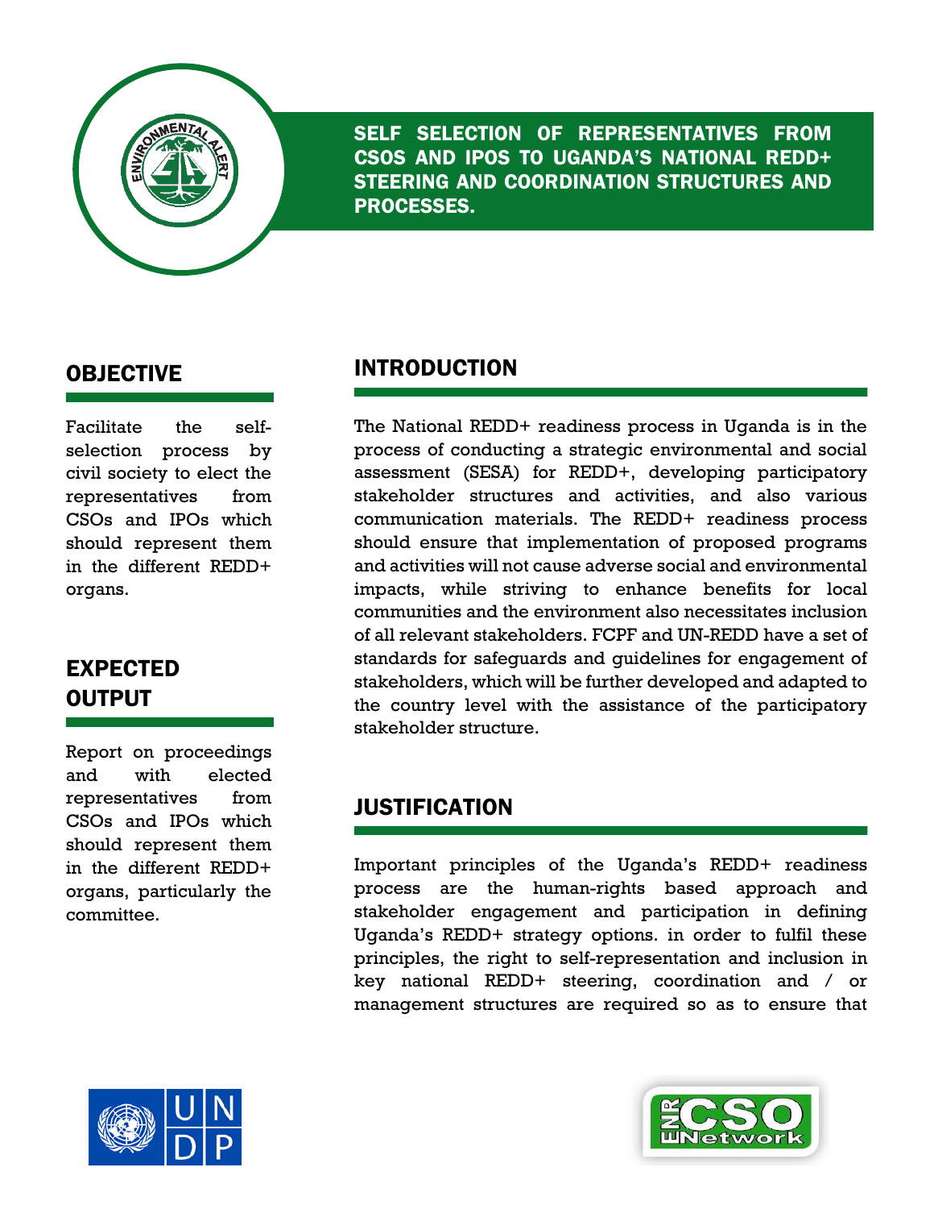# SELF SELECTION OF REPRESENTATIVES FROM CSOS AND IPOS TO UGANDA'S NATIONAL REDD+ STEERING AND COORDINATION STRUCTURES AND PROCESSES.

## OBJECTIVE

Facilitate the self-selection process by civil society to elect the representatives from CSOs and IPOs which should represent them in the different REDD+ organs.

## EXPECTED OUTPUT

Report on proceedings and with elected representatives from CSOs and IPOs which should represent them in the different REDD+ organs, particularly the committee.

## INTRODUCTION

The National REDD+ readiness process in Uganda is in the process of conducting a strategic environmental and social assessment (SESA) for REDD+, developing participatory stakeholder structures and activities, and also various communication materials. The REDD+ readiness process should ensure that implementation of proposed programs and activities will not cause adverse social and environmental impacts, while striving to enhance benefits for local communities and the environment also necessitates inclusion of all relevant stakeholders. FCPF and UN-REDD have a set of standards for safeguards and guidelines for engagement of stakeholders, which will be further developed and adapted to the country level with the assistance of the participatory stakeholder structure.

## JUSTIFICATION

Important principles of the Uganda's REDD+ readiness process are the human-rights based approach and stakeholder engagement and participation in defining Uganda's REDD+ strategy options. in order to fulfil these principles, the right to self-representation and inclusion in key national REDD+ steering, coordination and / or management structures are required so as to ensure that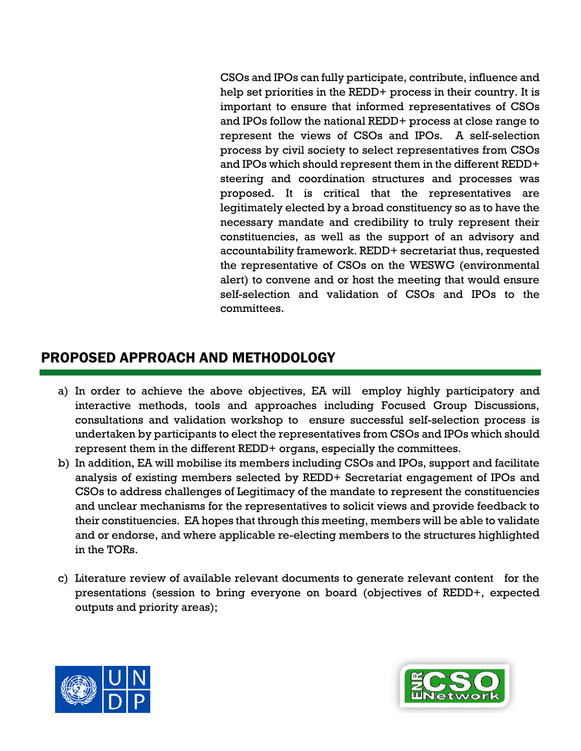CSOs and IPOs can fully participate, contribute, influence and help set priorities in the REDD+ process in their country. It is important to ensure that informed representatives of CSOs and IPOs follow the national REDD+ process at close range to represent the views of CSOs and IPOs. A self-selection process by civil society to select representatives from CSOs and IPOs which should represent them in the different REDD+ steering and coordination structures and processes was proposed. It is critical that the representatives are legitimately elected by a broad constituency so as to have the necessary mandate and credibility to truly represent their constituencies, as well as the support of an advisory and accountability framework. REDD+ secretariat thus, requested the representative of CSOs on the WESWG (environmental alert) to convene and or host the meeting that would ensure self-selection and validation of CSOs and IPOs to the committees.

## PROPOSED APPROACH AND METHODOLOGY

a) In order to achieve the above objectives, EA will employ highly participatory and interactive methods, tools and approaches including Focused Group Discussions, consultations and validation workshop to ensure successful self-selection process is undertaken by participants to elect the representatives from CSOs and IPOs which should represent them in the different REDD+ organs, especially the committees.

b) In addition, EA will mobilise its members including CSOs and IPOs, support and facilitate analysis of existing members selected by REDD+ Secretariat engagement of IPOs and CSOs to address challenges of Legitimacy of the mandate to represent the constituencies and unclear mechanisms for the representatives to solicit views and provide feedback to their constituencies. EA hopes that through this meeting, members will be able to validate and or endorse, and where applicable re-electing members to the structures highlighted in the TORs.

c) Literature review of available relevant documents to generate relevant content for the presentations (session to bring everyone on board (objectives of REDD+, expected outputs and priority areas);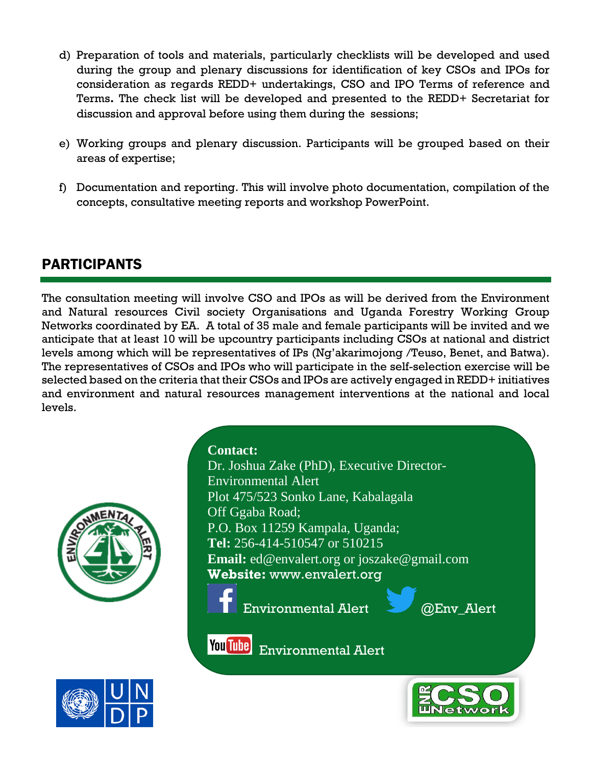d) Preparation of tools and materials, particularly checklists will be developed and used during the group and plenary discussions for identification of key CSOs and IPOs for consideration as regards REDD+ undertakings, CSO and IPO Terms of reference and Terms. The check list will be developed and presented to the REDD+ Secretariat for discussion and approval before using them during the sessions;

e) Working groups and plenary discussion. Participants will be grouped based on their areas of expertise;

f) Documentation and reporting. This will involve photo documentation, compilation of the concepts, consultative meeting reports and workshop PowerPoint.

## PARTICIPANTS

The consultation meeting will involve CSO and IPOs as will be derived from the Environment and Natural resources Civil society Organisations and Uganda Forestry Working Group Networks coordinated by EA. A total of 35 male and female participants will be invited and we anticipate that at least 10 will be upcountry participants including CSOs at national and district levels among which will be representatives of IPs (Ng'akarimojong /Teuso, Benet, and Batwa). The representatives of CSOs and IPOs who will participate in the self-selection exercise will be selected based on the criteria that their CSOs and IPOs are actively engaged in REDD+ initiatives and environment and natural resources management interventions at the national and local levels.

**Contact:**
Dr. Joshua Zake (PhD), Executive Director-
Environmental Alert
Plot 475/523 Sonko Lane, Kabalagala
Off Ggaba Road;
P.O. Box 11259 Kampala, Uganda;
**Tel:** 256-414-510547 or 510215
**Email:** ed@envalert.org or joszake@gmail.com
**Website:** www.envalert.org

Environmental Alert @Env_Alert

Environmental Alert